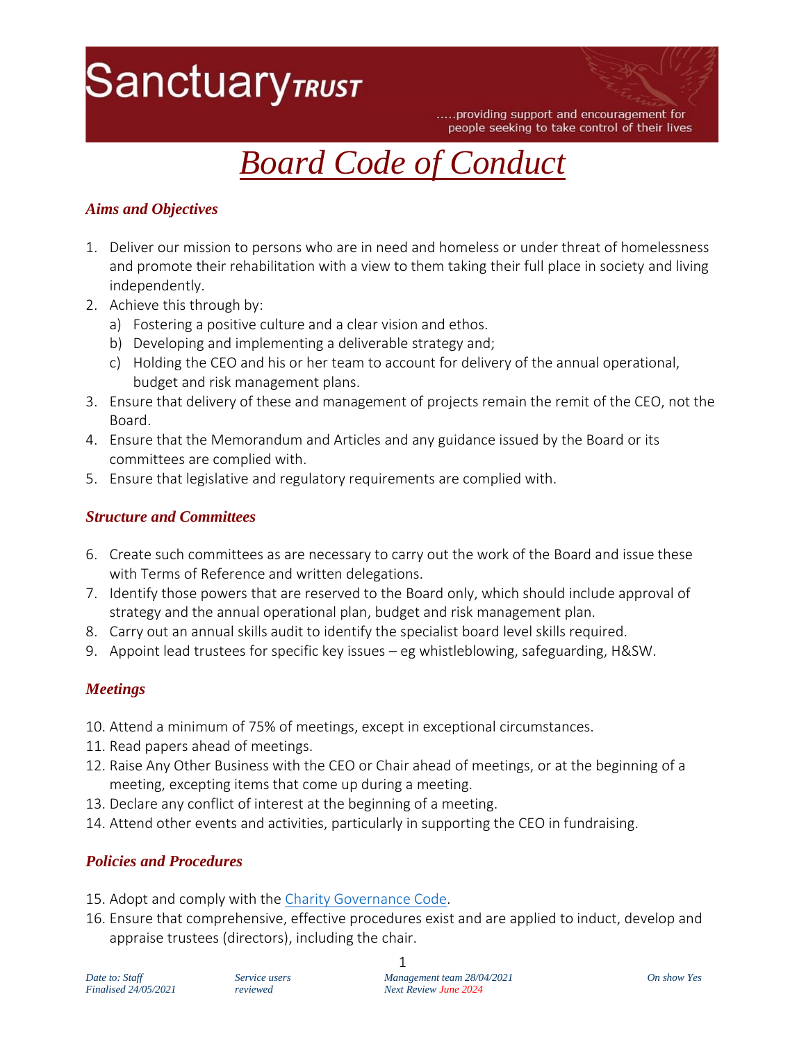Sanctuary*TRUST*

.....providing support and encouragement for people seeking to take control of their lives

# *Board Code of Conduct*

### *Aims and Objectives*

1. Deliver our mission to persons who are in need and homeless or under threat of homelessness and promote their rehabilitation with a view to them taking their full place in society and living independently.
2. Achieve this through by:
   a) Fostering a positive culture and a clear vision and ethos.
   b) Developing and implementing a deliverable strategy and;
   c) Holding the CEO and his or her team to account for delivery of the annual operational, budget and risk management plans.
3. Ensure that delivery of these and management of projects remain the remit of the CEO, not the Board.
4. Ensure that the Memorandum and Articles and any guidance issued by the Board or its committees are complied with.
5. Ensure that legislative and regulatory requirements are complied with.

### *Structure and Committees*

6. Create such committees as are necessary to carry out the work of the Board and issue these with Terms of Reference and written delegations.
7. Identify those powers that are reserved to the Board only, which should include approval of strategy and the annual operational plan, budget and risk management plan.
8. Carry out an annual skills audit to identify the specialist board level skills required.
9. Appoint lead trustees for specific key issues – eg whistleblowing, safeguarding, H&SW.

### *Meetings*

10. Attend a minimum of 75% of meetings, except in exceptional circumstances.
11. Read papers ahead of meetings.
12. Raise Any Other Business with the CEO or Chair ahead of meetings, or at the beginning of a meeting, excepting items that come up during a meeting.
13. Declare any conflict of interest at the beginning of a meeting.
14. Attend other events and activities, particularly in supporting the CEO in fundraising.

### *Policies and Procedures*

15. Adopt and comply with the [Charity Governance Code](Charity Governance Code).
16. Ensure that comprehensive, effective procedures exist and are applied to induct, develop and appraise trustees (directors), including the chair.

| Date to: Staff | Service users | Management team 28/04/2021 | On show Yes |
|---|---|---|---|
| Finalised 24/05/2021 | reviewed | Next Review June 2024 | |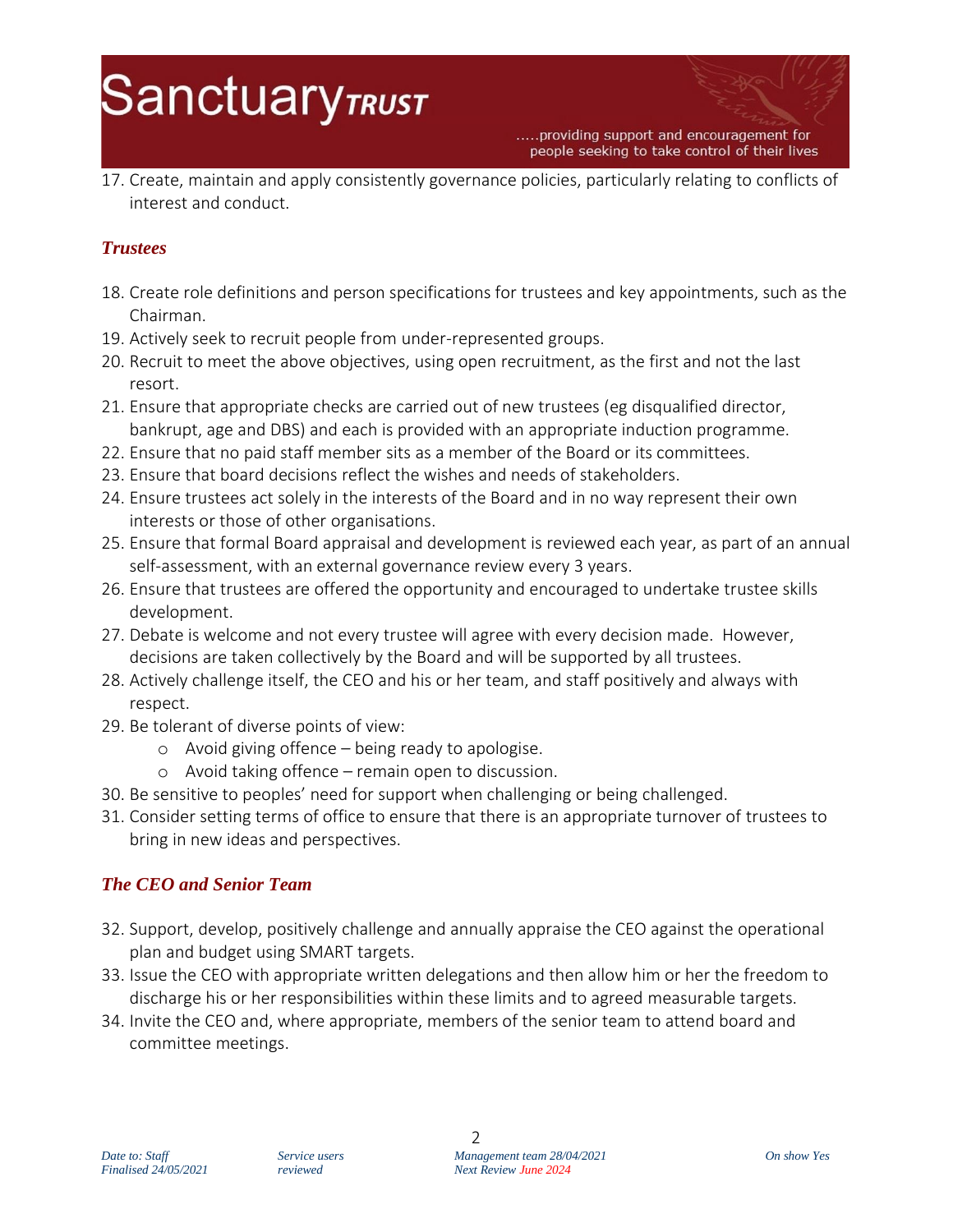17. Create, maintain and apply consistently governance policies, particularly relating to conflicts of interest and conduct.

### *Trustees*

18. Create role definitions and person specifications for trustees and key appointments, such as the Chairman.
19. Actively seek to recruit people from under-represented groups.
20. Recruit to meet the above objectives, using open recruitment, as the first and not the last resort.
21. Ensure that appropriate checks are carried out of new trustees (eg disqualified director, bankrupt, age and DBS) and each is provided with an appropriate induction programme.
22. Ensure that no paid staff member sits as a member of the Board or its committees.
23. Ensure that board decisions reflect the wishes and needs of stakeholders.
24. Ensure trustees act solely in the interests of the Board and in no way represent their own interests or those of other organisations.
25. Ensure that formal Board appraisal and development is reviewed each year, as part of an annual self-assessment, with an external governance review every 3 years.
26. Ensure that trustees are offered the opportunity and encouraged to undertake trustee skills development.
27. Debate is welcome and not every trustee will agree with every decision made. However, decisions are taken collectively by the Board and will be supported by all trustees.
28. Actively challenge itself, the CEO and his or her team, and staff positively and always with respect.
29. Be tolerant of diverse points of view:
    - Avoid giving offence – being ready to apologise.
    - Avoid taking offence – remain open to discussion.
30. Be sensitive to peoples' need for support when challenging or being challenged.
31. Consider setting terms of office to ensure that there is an appropriate turnover of trustees to bring in new ideas and perspectives.

### *The CEO and Senior Team*

32. Support, develop, positively challenge and annually appraise the CEO against the operational plan and budget using SMART targets.
33. Issue the CEO with appropriate written delegations and then allow him or her the freedom to discharge his or her responsibilities within these limits and to agreed measurable targets.
34. Invite the CEO and, where appropriate, members of the senior team to attend board and committee meetings.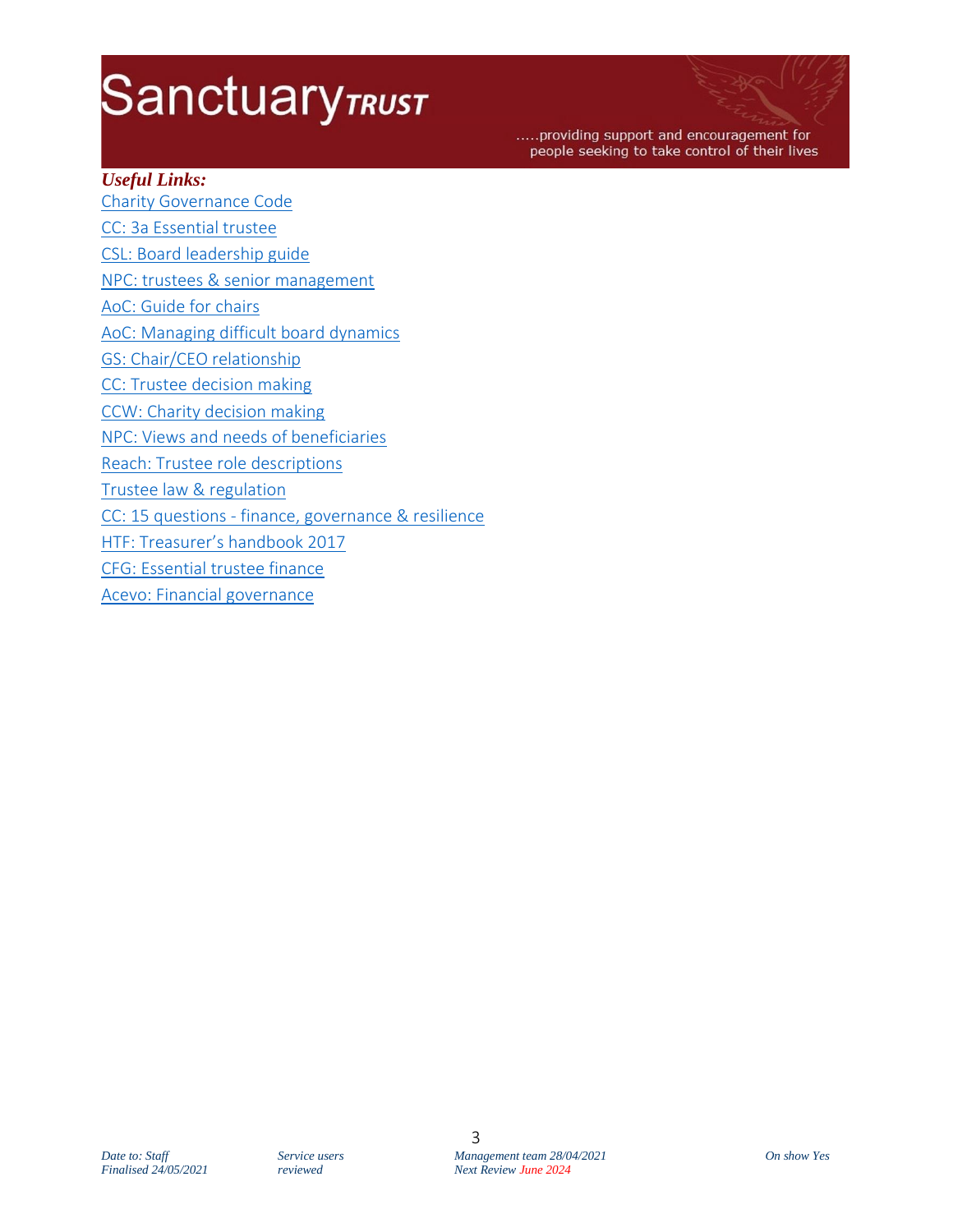***Useful Links:***

Charity Governance Code

CC: 3a Essential trustee

CSL: Board leadership guide

NPC: trustees & senior management

AoC: Guide for chairs

AoC: Managing difficult board dynamics

GS: Chair/CEO relationship

CC: Trustee decision making

CCW: Charity decision making

NPC: Views and needs of beneficiaries

Reach: Trustee role descriptions

Trustee law & regulation

CC: 15 questions - finance, governance & resilience

HTF: Treasurer's handbook 2017

CFG: Essential trustee finance

Acevo: Financial governance